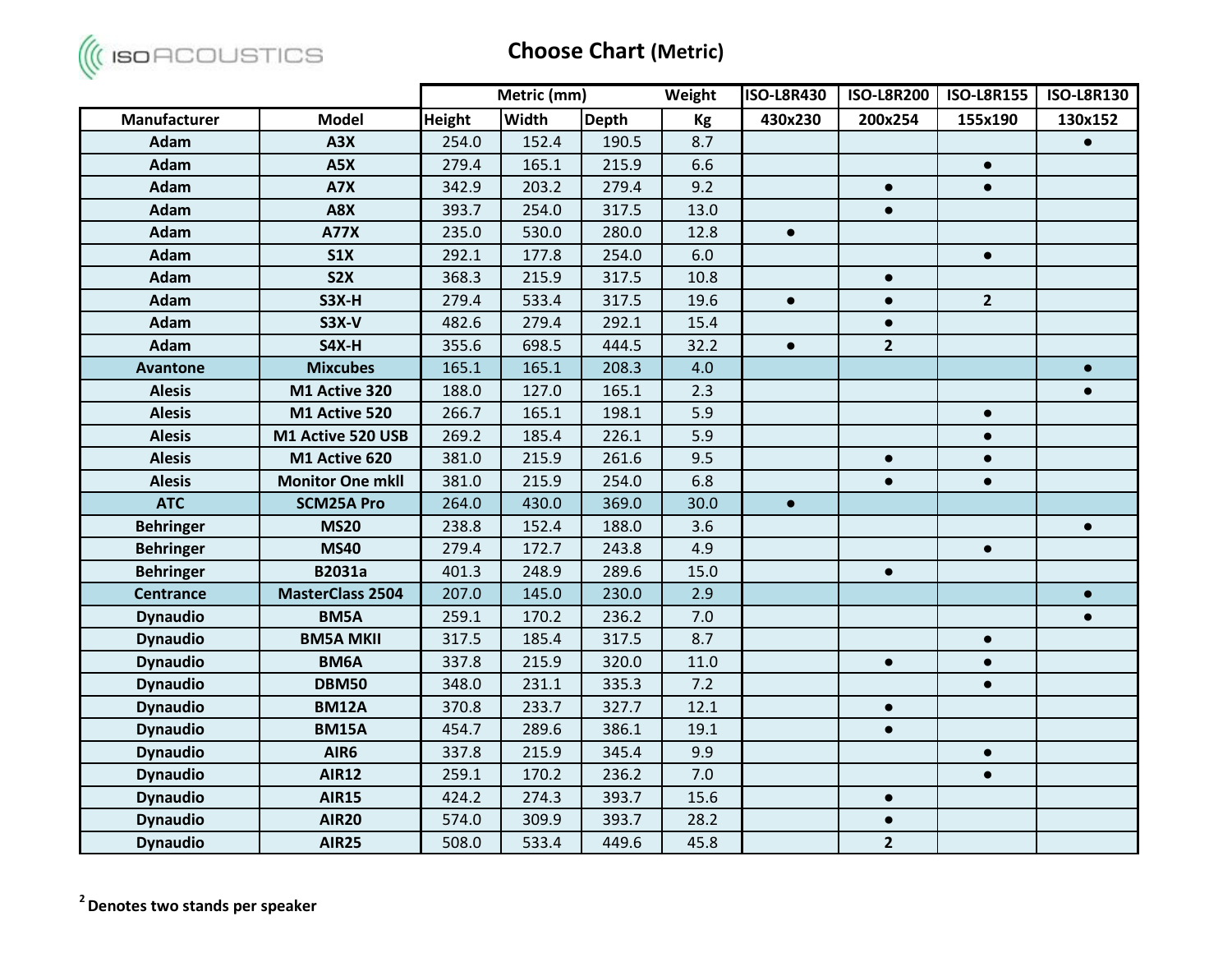# Choose Chart (Metric)

| | | Metric (mm) | | | Weight | ISO-L8R430 | ISO-L8R200 | ISO-L8R155 | ISO-L8R130 |
|---|---|---|---|---|---|---|---|---|---|
| **Manufacturer** | **Model** | **Height** | **Width** | **Depth** | **Kg** | **430x230** | **200x254** | **155x190** | **130x152** |
| **Adam** | **A3X** | 254.0 | 152.4 | 190.5 | 8.7 | | | | ● |
| **Adam** | **A5X** | 279.4 | 165.1 | 215.9 | 6.6 | | | ● | |
| **Adam** | **A7X** | 342.9 | 203.2 | 279.4 | 9.2 | | ● | ● | |
| **Adam** | **A8X** | 393.7 | 254.0 | 317.5 | 13.0 | | ● | | |
| **Adam** | **A77X** | 235.0 | 530.0 | 280.0 | 12.8 | ● | | | |
| **Adam** | **S1X** | 292.1 | 177.8 | 254.0 | 6.0 | | | ● | |
| **Adam** | **S2X** | 368.3 | 215.9 | 317.5 | 10.8 | | ● | | |
| **Adam** | **S3X-H** | 279.4 | 533.4 | 317.5 | 19.6 | ● | ● | **2** | |
| **Adam** | **S3X-V** | 482.6 | 279.4 | 292.1 | 15.4 | | ● | | |
| **Adam** | **S4X-H** | 355.6 | 698.5 | 444.5 | 32.2 | ● | **2** | | |
| **Avantone** | **Mixcubes** | 165.1 | 165.1 | 208.3 | 4.0 | | | | ● |
| **Alesis** | **M1 Active 320** | 188.0 | 127.0 | 165.1 | 2.3 | | | | ● |
| **Alesis** | **M1 Active 520** | 266.7 | 165.1 | 198.1 | 5.9 | | | ● | |
| **Alesis** | **M1 Active 520 USB** | 269.2 | 185.4 | 226.1 | 5.9 | | | ● | |
| **Alesis** | **M1 Active 620** | 381.0 | 215.9 | 261.6 | 9.5 | | ● | ● | |
| **Alesis** | **Monitor One mkll** | 381.0 | 215.9 | 254.0 | 6.8 | | ● | ● | |
| **ATC** | **SCM25A Pro** | 264.0 | 430.0 | 369.0 | 30.0 | ● | | | |
| **Behringer** | **MS20** | 238.8 | 152.4 | 188.0 | 3.6 | | | | ● |
| **Behringer** | **MS40** | 279.4 | 172.7 | 243.8 | 4.9 | | | ● | |
| **Behringer** | **B2031a** | 401.3 | 248.9 | 289.6 | 15.0 | | ● | | |
| **Centrance** | **MasterClass 2504** | 207.0 | 145.0 | 230.0 | 2.9 | | | | ● |
| **Dynaudio** | **BM5A** | 259.1 | 170.2 | 236.2 | 7.0 | | | | ● |
| **Dynaudio** | **BM5A MKII** | 317.5 | 185.4 | 317.5 | 8.7 | | | ● | |
| **Dynaudio** | **BM6A** | 337.8 | 215.9 | 320.0 | 11.0 | | ● | ● | |
| **Dynaudio** | **DBM50** | 348.0 | 231.1 | 335.3 | 7.2 | | | ● | |
| **Dynaudio** | **BM12A** | 370.8 | 233.7 | 327.7 | 12.1 | | ● | | |
| **Dynaudio** | **BM15A** | 454.7 | 289.6 | 386.1 | 19.1 | | ● | | |
| **Dynaudio** | **AIR6** | 337.8 | 215.9 | 345.4 | 9.9 | | | ● | |
| **Dynaudio** | **AIR12** | 259.1 | 170.2 | 236.2 | 7.0 | | | ● | |
| **Dynaudio** | **AIR15** | 424.2 | 274.3 | 393.7 | 15.6 | | ● | | |
| **Dynaudio** | **AIR20** | 574.0 | 309.9 | 393.7 | 28.2 | | ● | | |
| **Dynaudio** | **AIR25** | 508.0 | 533.4 | 449.6 | 45.8 | | **2** | | |

[2] **Denotes two stands per speaker**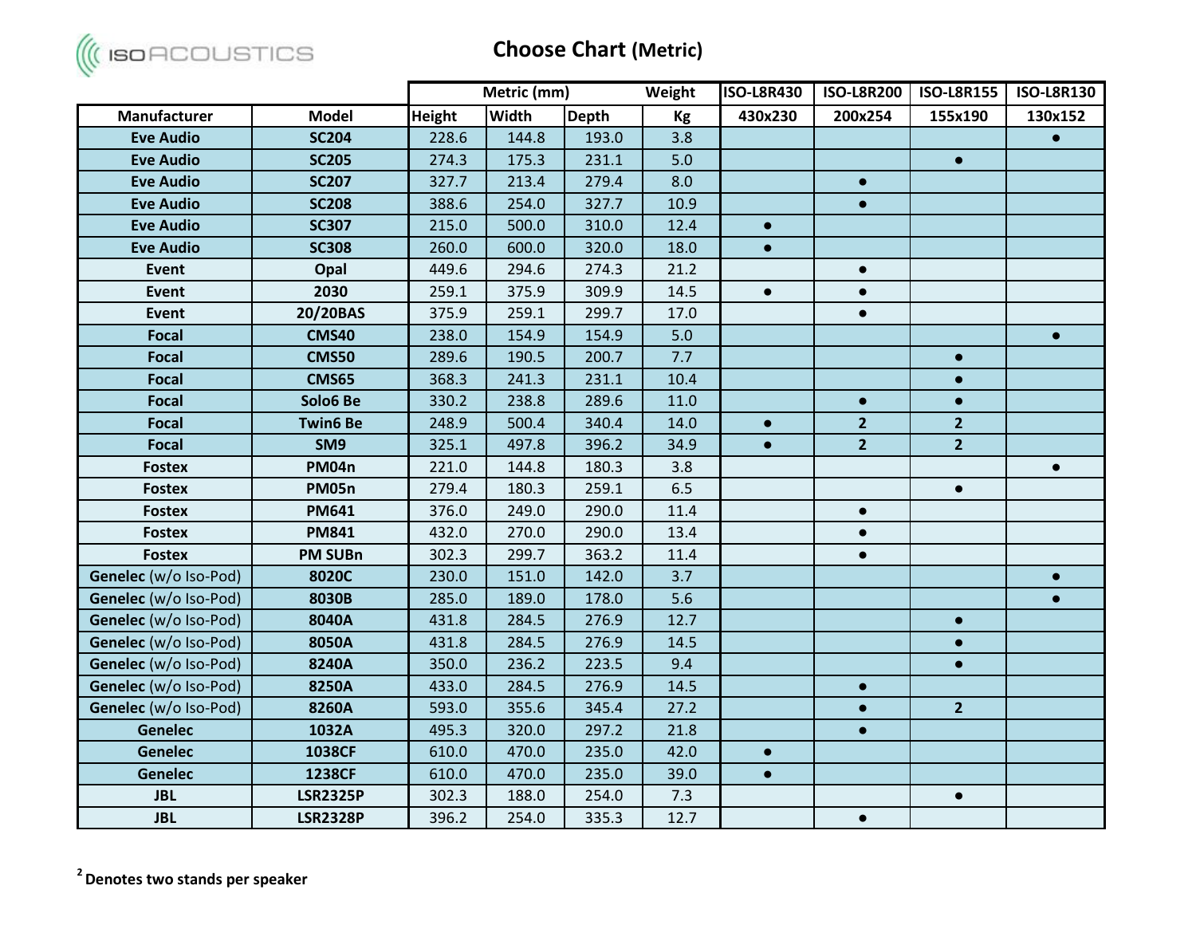## Choose Chart (Metric)

| Manufacturer | Model | Metric (mm) | | | Weight | ISO-L8R430 | ISO-L8R200 | ISO-L8R155 | ISO-L8R130 |
|---|---|---|---|---|---|---|---|---|---|
| | | Height | Width | Depth | Kg | 430x230 | 200x254 | 155x190 | 130x152 |
| Eve Audio | SC204 | 228.6 | 144.8 | 193.0 | 3.8 | | | | ● |
| Eve Audio | SC205 | 274.3 | 175.3 | 231.1 | 5.0 | | | ● | |
| Eve Audio | SC207 | 327.7 | 213.4 | 279.4 | 8.0 | | ● | | |
| Eve Audio | SC208 | 388.6 | 254.0 | 327.7 | 10.9 | | ● | | |
| Eve Audio | SC307 | 215.0 | 500.0 | 310.0 | 12.4 | ● | | | |
| Eve Audio | SC308 | 260.0 | 600.0 | 320.0 | 18.0 | ● | | | |
| Event | Opal | 449.6 | 294.6 | 274.3 | 21.2 | | ● | | |
| Event | 2030 | 259.1 | 375.9 | 309.9 | 14.5 | ● | ● | | |
| Event | 20/20BAS | 375.9 | 259.1 | 299.7 | 17.0 | | ● | | |
| Focal | CMS40 | 238.0 | 154.9 | 154.9 | 5.0 | | | | ● |
| Focal | CMS50 | 289.6 | 190.5 | 200.7 | 7.7 | | | ● | |
| Focal | CMS65 | 368.3 | 241.3 | 231.1 | 10.4 | | | ● | |
| Focal | Solo6 Be | 330.2 | 238.8 | 289.6 | 11.0 | | ● | ● | |
| Focal | Twin6 Be | 248.9 | 500.4 | 340.4 | 14.0 | ● | 2 | 2 | |
| Focal | SM9 | 325.1 | 497.8 | 396.2 | 34.9 | ● | 2 | 2 | |
| Fostex | PM04n | 221.0 | 144.8 | 180.3 | 3.8 | | | | ● |
| Fostex | PM05n | 279.4 | 180.3 | 259.1 | 6.5 | | | ● | |
| Fostex | PM641 | 376.0 | 249.0 | 290.0 | 11.4 | | ● | | |
| Fostex | PM841 | 432.0 | 270.0 | 290.0 | 13.4 | | ● | | |
| Fostex | PM SUBn | 302.3 | 299.7 | 363.2 | 11.4 | | ● | | |
| Genelec (w/o Iso-Pod) | 8020C | 230.0 | 151.0 | 142.0 | 3.7 | | | | ● |
| Genelec (w/o Iso-Pod) | 8030B | 285.0 | 189.0 | 178.0 | 5.6 | | | | ● |
| Genelec (w/o Iso-Pod) | 8040A | 431.8 | 284.5 | 276.9 | 12.7 | | | ● | |
| Genelec (w/o Iso-Pod) | 8050A | 431.8 | 284.5 | 276.9 | 14.5 | | | ● | |
| Genelec (w/o Iso-Pod) | 8240A | 350.0 | 236.2 | 223.5 | 9.4 | | | ● | |
| Genelec (w/o Iso-Pod) | 8250A | 433.0 | 284.5 | 276.9 | 14.5 | | ● | | |
| Genelec (w/o Iso-Pod) | 8260A | 593.0 | 355.6 | 345.4 | 27.2 | | ● | 2 | |
| Genelec | 1032A | 495.3 | 320.0 | 297.2 | 21.8 | | ● | | |
| Genelec | 1038CF | 610.0 | 470.0 | 235.0 | 42.0 | ● | | | |
| Genelec | 1238CF | 610.0 | 470.0 | 235.0 | 39.0 | ● | | | |
| JBL | LSR2325P | 302.3 | 188.0 | 254.0 | 7.3 | | | ● | |
| JBL | LSR2328P | 396.2 | 254.0 | 335.3 | 12.7 | | ● | | |

[2] **Denotes two stands per speaker**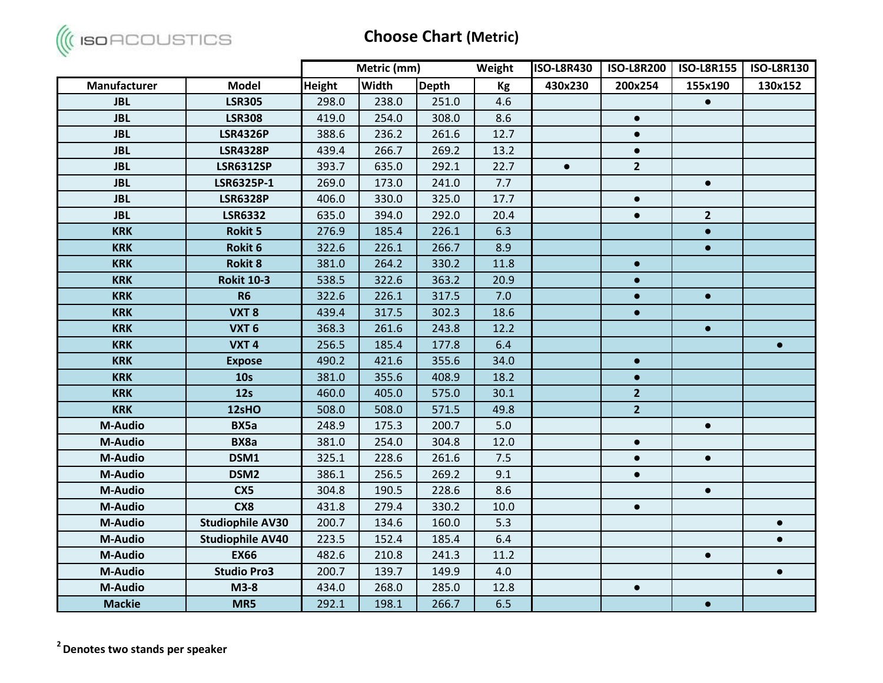# Choose Chart (Metric)

| | | Metric (mm) | | | Weight | ISO-L8R430 | ISO-L8R200 | ISO-L8R155 | ISO-L8R130 |
|---|---|---|---|---|---|---|---|---|---|
| Manufacturer | Model | Height | Width | Depth | Kg | 430x230 | 200x254 | 155x190 | 130x152 |
| JBL | LSR305 | 298.0 | 238.0 | 251.0 | 4.6 | | | ● | |
| JBL | LSR308 | 419.0 | 254.0 | 308.0 | 8.6 | | ● | | |
| JBL | LSR4326P | 388.6 | 236.2 | 261.6 | 12.7 | | ● | | |
| JBL | LSR4328P | 439.4 | 266.7 | 269.2 | 13.2 | | ● | | |
| JBL | LSR6312SP | 393.7 | 635.0 | 292.1 | 22.7 | ● | 2 | | |
| JBL | LSR6325P-1 | 269.0 | 173.0 | 241.0 | 7.7 | | | ● | |
| JBL | LSR6328P | 406.0 | 330.0 | 325.0 | 17.7 | | ● | | |
| JBL | LSR6332 | 635.0 | 394.0 | 292.0 | 20.4 | | ● | 2 | |
| KRK | Rokit 5 | 276.9 | 185.4 | 226.1 | 6.3 | | | ● | |
| KRK | Rokit 6 | 322.6 | 226.1 | 266.7 | 8.9 | | | ● | |
| KRK | Rokit 8 | 381.0 | 264.2 | 330.2 | 11.8 | | ● | | |
| KRK | Rokit 10-3 | 538.5 | 322.6 | 363.2 | 20.9 | | ● | | |
| KRK | R6 | 322.6 | 226.1 | 317.5 | 7.0 | | ● | ● | |
| KRK | VXT 8 | 439.4 | 317.5 | 302.3 | 18.6 | | ● | | |
| KRK | VXT 6 | 368.3 | 261.6 | 243.8 | 12.2 | | | ● | |
| KRK | VXT 4 | 256.5 | 185.4 | 177.8 | 6.4 | | | | ● |
| KRK | Expose | 490.2 | 421.6 | 355.6 | 34.0 | | ● | | |
| KRK | 10s | 381.0 | 355.6 | 408.9 | 18.2 | | ● | | |
| KRK | 12s | 460.0 | 405.0 | 575.0 | 30.1 | | 2 | | |
| KRK | 12sHO | 508.0 | 508.0 | 571.5 | 49.8 | | 2 | | |
| M-Audio | BX5a | 248.9 | 175.3 | 200.7 | 5.0 | | | ● | |
| M-Audio | BX8a | 381.0 | 254.0 | 304.8 | 12.0 | | ● | | |
| M-Audio | DSM1 | 325.1 | 228.6 | 261.6 | 7.5 | | ● | ● | |
| M-Audio | DSM2 | 386.1 | 256.5 | 269.2 | 9.1 | | ● | | |
| M-Audio | CX5 | 304.8 | 190.5 | 228.6 | 8.6 | | | ● | |
| M-Audio | CX8 | 431.8 | 279.4 | 330.2 | 10.0 | | ● | | |
| M-Audio | Studiophile AV30 | 200.7 | 134.6 | 160.0 | 5.3 | | | | ● |
| M-Audio | Studiophile AV40 | 223.5 | 152.4 | 185.4 | 6.4 | | | | ● |
| M-Audio | EX66 | 482.6 | 210.8 | 241.3 | 11.2 | | | ● | |
| M-Audio | Studio Pro3 | 200.7 | 139.7 | 149.9 | 4.0 | | | | ● |
| M-Audio | M3-8 | 434.0 | 268.0 | 285.0 | 12.8 | | ● | | |
| Mackie | MR5 | 292.1 | 198.1 | 266.7 | 6.5 | | | ● | |

[2] Denotes two stands per speaker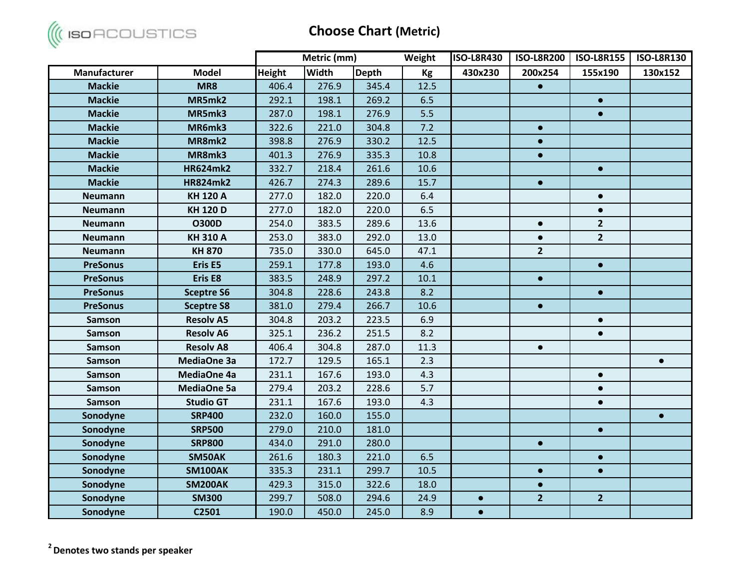# Choose Chart (Metric)

| | | Metric (mm) | | | Weight | ISO-L8R430 | ISO-L8R200 | ISO-L8R155 | ISO-L8R130 |
|---|---|---|---|---|---|---|---|---|---|
| Manufacturer | Model | Height | Width | Depth | Kg | 430x230 | 200x254 | 155x190 | 130x152 |
| Mackie | MR8 | 406.4 | 276.9 | 345.4 | 12.5 | | ● | | |
| Mackie | MR5mk2 | 292.1 | 198.1 | 269.2 | 6.5 | | | ● | |
| Mackie | MR5mk3 | 287.0 | 198.1 | 276.9 | 5.5 | | | ● | |
| Mackie | MR6mk3 | 322.6 | 221.0 | 304.8 | 7.2 | | ● | | |
| Mackie | MR8mk2 | 398.8 | 276.9 | 330.2 | 12.5 | | ● | | |
| Mackie | MR8mk3 | 401.3 | 276.9 | 335.3 | 10.8 | | ● | | |
| Mackie | HR624mk2 | 332.7 | 218.4 | 261.6 | 10.6 | | | ● | |
| Mackie | HR824mk2 | 426.7 | 274.3 | 289.6 | 15.7 | | ● | | |
| Neumann | KH 120 A | 277.0 | 182.0 | 220.0 | 6.4 | | | ● | |
| Neumann | KH 120 D | 277.0 | 182.0 | 220.0 | 6.5 | | | ● | |
| Neumann | O300D | 254.0 | 383.5 | 289.6 | 13.6 | | ● | 2 | |
| Neumann | KH 310 A | 253.0 | 383.0 | 292.0 | 13.0 | | ● | 2 | |
| Neumann | KH 870 | 735.0 | 330.0 | 645.0 | 47.1 | | 2 | | |
| PreSonus | Eris E5 | 259.1 | 177.8 | 193.0 | 4.6 | | | ● | |
| PreSonus | Eris E8 | 383.5 | 248.9 | 297.2 | 10.1 | | ● | | |
| PreSonus | Sceptre S6 | 304.8 | 228.6 | 243.8 | 8.2 | | | ● | |
| PreSonus | Sceptre S8 | 381.0 | 279.4 | 266.7 | 10.6 | | ● | | |
| Samson | Resolv A5 | 304.8 | 203.2 | 223.5 | 6.9 | | | ● | |
| Samson | Resolv A6 | 325.1 | 236.2 | 251.5 | 8.2 | | | ● | |
| Samson | Resolv A8 | 406.4 | 304.8 | 287.0 | 11.3 | | ● | | |
| Samson | MediaOne 3a | 172.7 | 129.5 | 165.1 | 2.3 | | | | ● |
| Samson | MediaOne 4a | 231.1 | 167.6 | 193.0 | 4.3 | | | ● | |
| Samson | MediaOne 5a | 279.4 | 203.2 | 228.6 | 5.7 | | | ● | |
| Samson | Studio GT | 231.1 | 167.6 | 193.0 | 4.3 | | | ● | |
| Sonodyne | SRP400 | 232.0 | 160.0 | 155.0 | | | | | ● |
| Sonodyne | SRP500 | 279.0 | 210.0 | 181.0 | | | | ● | |
| Sonodyne | SRP800 | 434.0 | 291.0 | 280.0 | | | ● | | |
| Sonodyne | SM50AK | 261.6 | 180.3 | 221.0 | 6.5 | | | ● | |
| Sonodyne | SM100AK | 335.3 | 231.1 | 299.7 | 10.5 | | ● | ● | |
| Sonodyne | SM200AK | 429.3 | 315.0 | 322.6 | 18.0 | | ● | | |
| Sonodyne | SM300 | 299.7 | 508.0 | 294.6 | 24.9 | ● | 2 | 2 | |
| Sonodyne | C2501 | 190.0 | 450.0 | 245.0 | 8.9 | ● | | | |

[2] **Denotes two stands per speaker**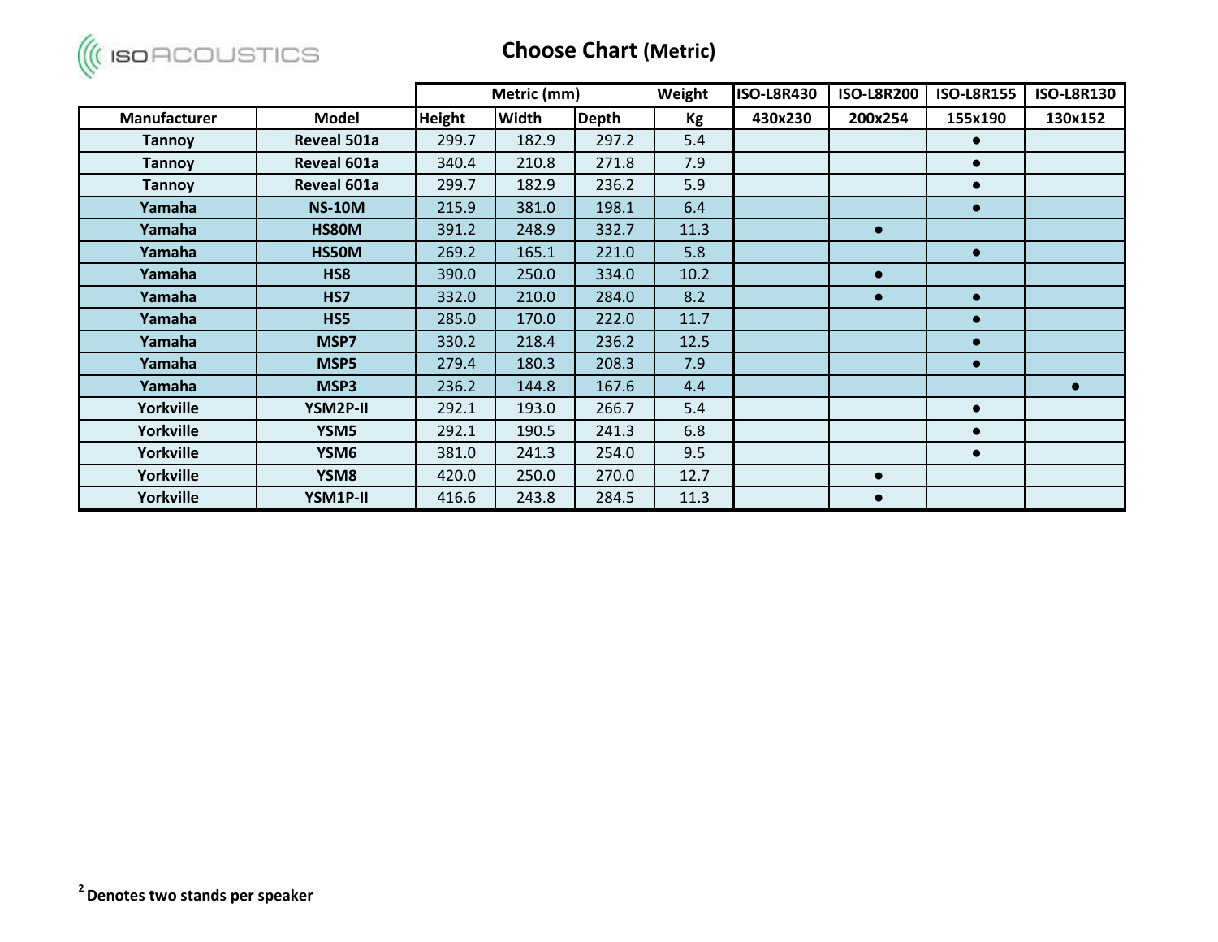## Choose Chart (Metric)

| | | Metric (mm) | | | Weight | ISO-L8R430 | ISO-L8R200 | ISO-L8R155 | ISO-L8R130 |
|---|---|---|---|---|---|---|---|---|---|
| **Manufacturer** | **Model** | **Height** | **Width** | **Depth** | **Kg** | **430x230** | **200x254** | **155x190** | **130x152** |
| **Tannoy** | **Reveal 501a** | 299.7 | 182.9 | 297.2 | 5.4 | | | ● | |
| **Tannoy** | **Reveal 601a** | 340.4 | 210.8 | 271.8 | 7.9 | | | ● | |
| **Tannoy** | **Reveal 601a** | 299.7 | 182.9 | 236.2 | 5.9 | | | ● | |
| **Yamaha** | **NS-10M** | 215.9 | 381.0 | 198.1 | 6.4 | | | ● | |
| **Yamaha** | **HS80M** | 391.2 | 248.9 | 332.7 | 11.3 | | ● | | |
| **Yamaha** | **HS50M** | 269.2 | 165.1 | 221.0 | 5.8 | | | ● | |
| **Yamaha** | **HS8** | 390.0 | 250.0 | 334.0 | 10.2 | | ● | | |
| **Yamaha** | **HS7** | 332.0 | 210.0 | 284.0 | 8.2 | | ● | ● | |
| **Yamaha** | **HS5** | 285.0 | 170.0 | 222.0 | 11.7 | | | ● | |
| **Yamaha** | **MSP7** | 330.2 | 218.4 | 236.2 | 12.5 | | | ● | |
| **Yamaha** | **MSP5** | 279.4 | 180.3 | 208.3 | 7.9 | | | ● | |
| **Yamaha** | **MSP3** | 236.2 | 144.8 | 167.6 | 4.4 | | | | ● |
| **Yorkville** | **YSM2P-II** | 292.1 | 193.0 | 266.7 | 5.4 | | | ● | |
| **Yorkville** | **YSM5** | 292.1 | 190.5 | 241.3 | 6.8 | | | ● | |
| **Yorkville** | **YSM6** | 381.0 | 241.3 | 254.0 | 9.5 | | | ● | |
| **Yorkville** | **YSM8** | 420.0 | 250.0 | 270.0 | 12.7 | | ● | | |
| **Yorkville** | **YSM1P-II** | 416.6 | 243.8 | 284.5 | 11.3 | | ● | | |

[2] **Denotes two stands per speaker**